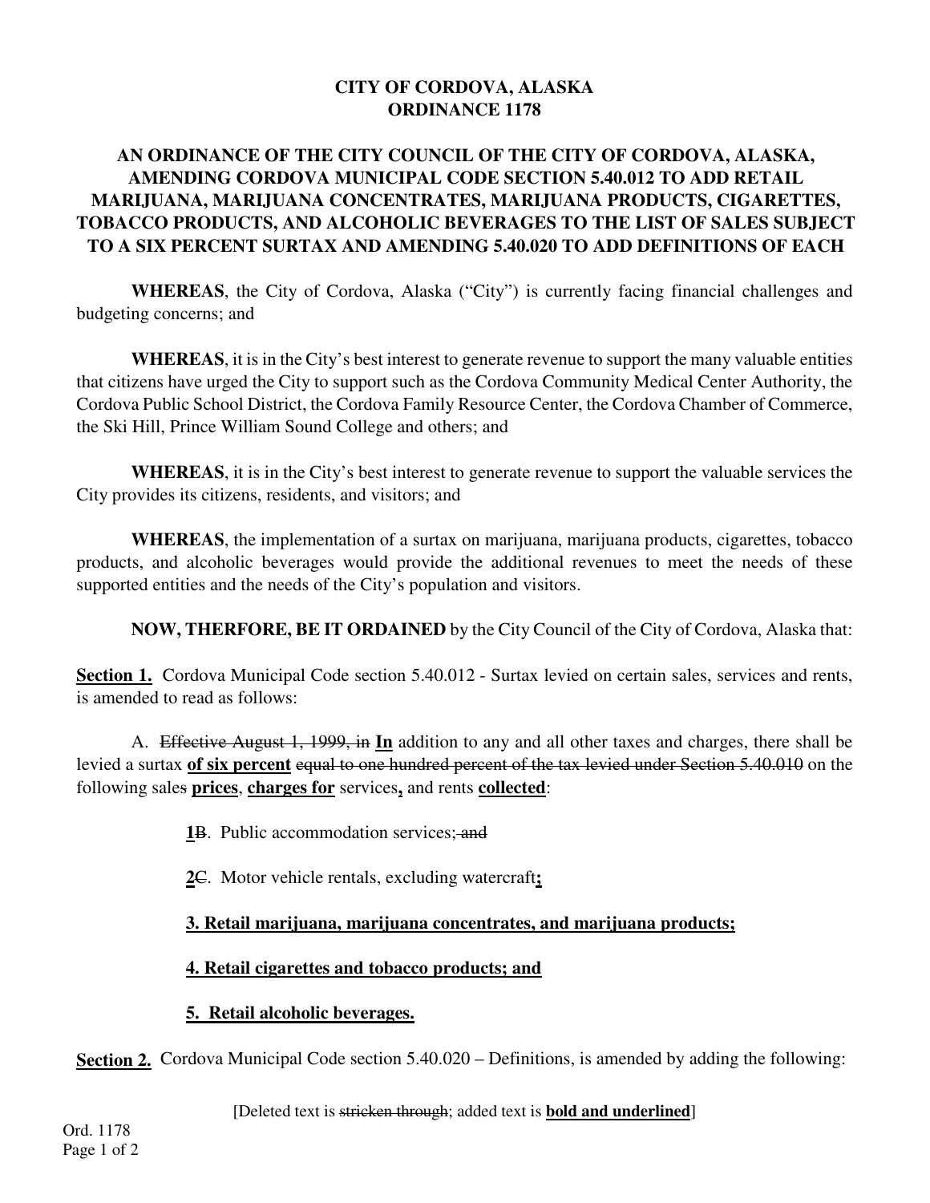**CITY OF CORDOVA, ALASKA**
**ORDINANCE 1178**

**AN ORDINANCE OF THE CITY COUNCIL OF THE CITY OF CORDOVA, ALASKA, AMENDING CORDOVA MUNICIPAL CODE SECTION 5.40.012 TO ADD RETAIL MARIJUANA, MARIJUANA CONCENTRATES, MARIJUANA PRODUCTS, CIGARETTES, TOBACCO PRODUCTS, AND ALCOHOLIC BEVERAGES TO THE LIST OF SALES SUBJECT TO A SIX PERCENT SURTAX AND AMENDING 5.40.020 TO ADD DEFINITIONS OF EACH**

**WHEREAS**, the City of Cordova, Alaska ("City") is currently facing financial challenges and budgeting concerns; and

**WHEREAS**, it is in the City's best interest to generate revenue to support the many valuable entities that citizens have urged the City to support such as the Cordova Community Medical Center Authority, the Cordova Public School District, the Cordova Family Resource Center, the Cordova Chamber of Commerce, the Ski Hill, Prince William Sound College and others; and

**WHEREAS**, it is in the City's best interest to generate revenue to support the valuable services the City provides its citizens, residents, and visitors; and

**WHEREAS**, the implementation of a surtax on marijuana, marijuana products, cigarettes, tobacco products, and alcoholic beverages would provide the additional revenues to meet the needs of these supported entities and the needs of the City's population and visitors.

**NOW, THERFORE, BE IT ORDAINED** by the City Council of the City of Cordova, Alaska that:

<u>**Section 1.**</u> Cordova Municipal Code section 5.40.012 - Surtax levied on certain sales, services and rents, is amended to read as follows:

A. ~~Effective August 1, 1999, in~~ <u>**In**</u> addition to any and all other taxes and charges, there shall be levied a surtax <u>**of six percent**</u> ~~equal to one hundred percent of the tax levied under Section 5.40.010~~ on the following sales~~s~~ <u>**prices**</u>, <u>**charges for**</u> services<u>**,**</u> and rents <u>**collected**</u>:

<u>**1**</u>~~B~~. Public accommodation services;~~ and~~

<u>**2**</u>~~C~~. Motor vehicle rentals, excluding watercraft<u>**;**</u>

<u>**3. Retail marijuana, marijuana concentrates, and marijuana products;**</u>

<u>**4. Retail cigarettes and tobacco products; and**</u>

<u>**5. Retail alcoholic beverages.**</u>

<u>**Section 2.**</u> Cordova Municipal Code section 5.40.020 – Definitions, is amended by adding the following:

[Deleted text is ~~stricken through~~; added text is <u>**bold and underlined**</u>]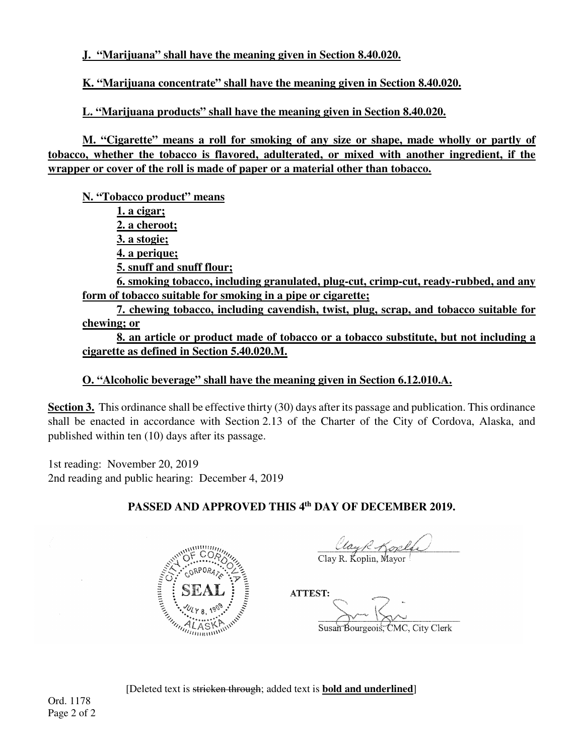**J. “Marijuana” shall have the meaning given in Section 8.40.020.**

**K. “Marijuana concentrate” shall have the meaning given in Section 8.40.020.**

**L. “Marijuana products” shall have the meaning given in Section 8.40.020.**

**M. “Cigarette” means a roll for smoking of any size or shape, made wholly or partly of tobacco, whether the tobacco is flavored, adulterated, or mixed with another ingredient, if the wrapper or cover of the roll is made of paper or a material other than tobacco.**

**N. “Tobacco product” means**

**1. a cigar;**

**2. a cheroot;**

**3. a stogie;**

**4. a perique;**

**5. snuff and snuff flour;**

**6. smoking tobacco, including granulated, plug-cut, crimp-cut, ready-rubbed, and any form of tobacco suitable for smoking in a pipe or cigarette;**

**7. chewing tobacco, including cavendish, twist, plug, scrap, and tobacco suitable for chewing; or**

**8. an article or product made of tobacco or a tobacco substitute, but not including a cigarette as defined in Section 5.40.020.M.**

**O. “Alcoholic beverage” shall have the meaning given in Section 6.12.010.A.**

**Section 3.** This ordinance shall be effective thirty (30) days after its passage and publication. This ordinance shall be enacted in accordance with Section 2.13 of the Charter of the City of Cordova, Alaska, and published within ten (10) days after its passage.

1st reading: November 20, 2019
2nd reading and public hearing: December 4, 2019

**PASSED AND APPROVED THIS 4th DAY OF DECEMBER 2019.**

CITY OF CORDOVA CORPORATE SEAL JULY 8, 1909 ALASKA

Clay R. Koplin, Mayor

**ATTEST:**

Susan Bourgeois, CMC, City Clerk

[Deleted text is ~~stricken through~~; added text is **bold and underlined**]

Ord. 1178